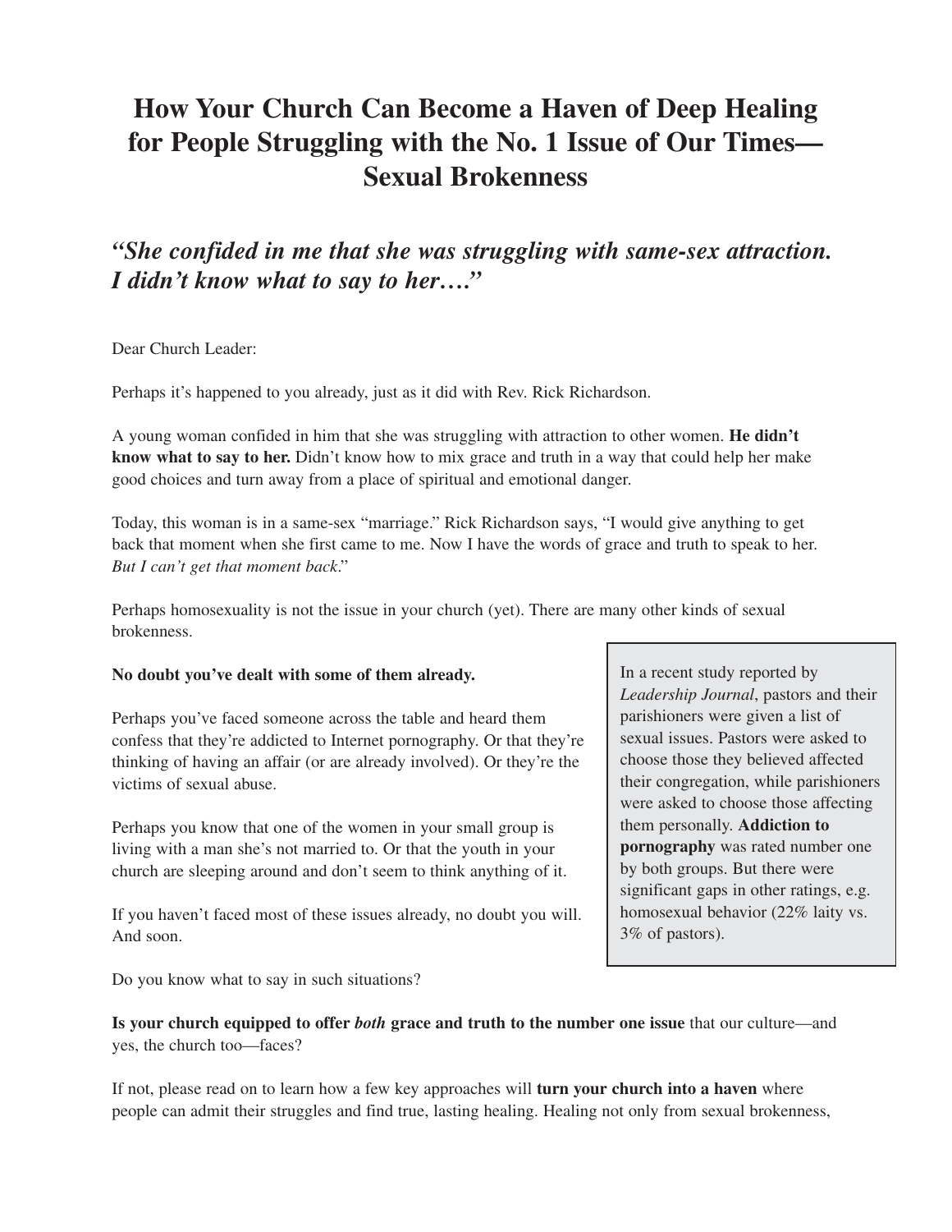# How Your Church Can Become a Haven of Deep Healing for People Struggling with the No. 1 Issue of Our Times—Sexual Brokenness

## *"She confided in me that she was struggling with same-sex attraction. I didn't know what to say to her…."*

Dear Church Leader:

Perhaps it's happened to you already, just as it did with Rev. Rick Richardson.

A young woman confided in him that she was struggling with attraction to other women. **He didn't know what to say to her.** Didn't know how to mix grace and truth in a way that could help her make good choices and turn away from a place of spiritual and emotional danger.

Today, this woman is in a same-sex "marriage." Rick Richardson says, "I would give anything to get back that moment when she first came to me. Now I have the words of grace and truth to speak to her. *But I can't get that moment back*."

Perhaps homosexuality is not the issue in your church (yet). There are many other kinds of sexual brokenness.

**No doubt you've dealt with some of them already.**

Perhaps you've faced someone across the table and heard them confess that they're addicted to Internet pornography. Or that they're thinking of having an affair (or are already involved). Or they're the victims of sexual abuse.

Perhaps you know that one of the women in your small group is living with a man she's not married to. Or that the youth in your church are sleeping around and don't seem to think anything of it.

If you haven't faced most of these issues already, no doubt you will. And soon.

> In a recent study reported by *Leadership Journal*, pastors and their parishioners were given a list of sexual issues. Pastors were asked to choose those they believed affected their congregation, while parishioners were asked to choose those affecting them personally. **Addiction to pornography** was rated number one by both groups. But there were significant gaps in other ratings, e.g. homosexual behavior (22% laity vs. 3% of pastors).

Do you know what to say in such situations?

**Is your church equipped to offer *both* grace and truth to the number one issue** that our culture—and yes, the church too—faces?

If not, please read on to learn how a few key approaches will **turn your church into a haven** where people can admit their struggles and find true, lasting healing. Healing not only from sexual brokenness,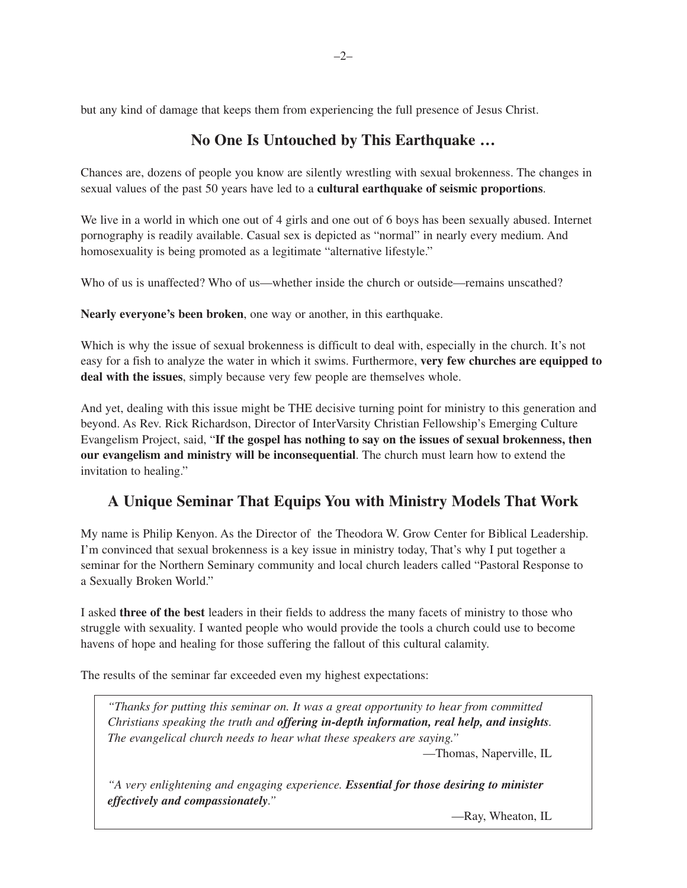but any kind of damage that keeps them from experiencing the full presence of Jesus Christ.

## No One Is Untouched by This Earthquake …

Chances are, dozens of people you know are silently wrestling with sexual brokenness. The changes in sexual values of the past 50 years have led to a **cultural earthquake of seismic proportions**.

We live in a world in which one out of 4 girls and one out of 6 boys has been sexually abused. Internet pornography is readily available. Casual sex is depicted as "normal" in nearly every medium. And homosexuality is being promoted as a legitimate "alternative lifestyle."

Who of us is unaffected? Who of us—whether inside the church or outside—remains unscathed?

**Nearly everyone's been broken**, one way or another, in this earthquake.

Which is why the issue of sexual brokenness is difficult to deal with, especially in the church. It's not easy for a fish to analyze the water in which it swims. Furthermore, **very few churches are equipped to deal with the issues**, simply because very few people are themselves whole.

And yet, dealing with this issue might be THE decisive turning point for ministry to this generation and beyond. As Rev. Rick Richardson, Director of InterVarsity Christian Fellowship's Emerging Culture Evangelism Project, said, "**If the gospel has nothing to say on the issues of sexual brokenness, then our evangelism and ministry will be inconsequential**. The church must learn how to extend the invitation to healing."

## A Unique Seminar That Equips You with Ministry Models That Work

My name is Philip Kenyon. As the Director of the Theodora W. Grow Center for Biblical Leadership. I'm convinced that sexual brokenness is a key issue in ministry today, That's why I put together a seminar for the Northern Seminary community and local church leaders called "Pastoral Response to a Sexually Broken World."

I asked **three of the best** leaders in their fields to address the many facets of ministry to those who struggle with sexuality. I wanted people who would provide the tools a church could use to become havens of hope and healing for those suffering the fallout of this cultural calamity.

The results of the seminar far exceeded even my highest expectations:

> *"Thanks for putting this seminar on. It was a great opportunity to hear from committed Christians speaking the truth and **offering in-depth information, real help, and insights**. The evangelical church needs to hear what these speakers are saying."*
>
> —Thomas, Naperville, IL
>
> *"A very enlightening and engaging experience. **Essential for those desiring to minister effectively and compassionately**."*
>
> —Ray, Wheaton, IL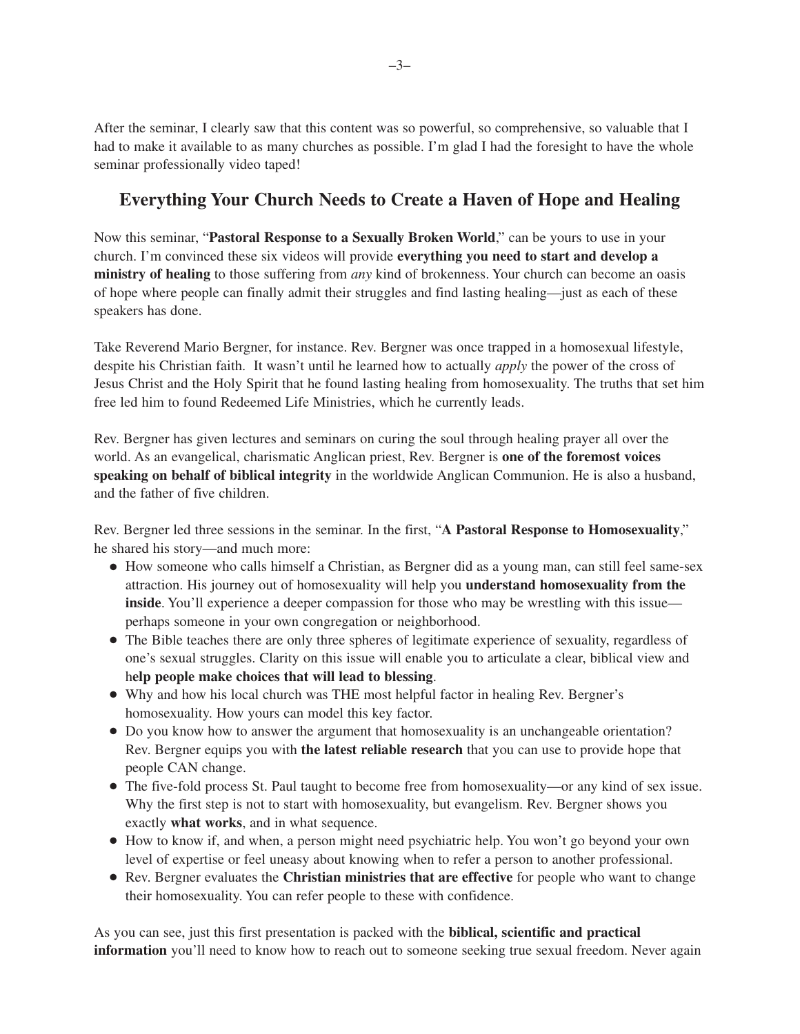After the seminar, I clearly saw that this content was so powerful, so comprehensive, so valuable that I had to make it available to as many churches as possible. I'm glad I had the foresight to have the whole seminar professionally video taped!

## Everything Your Church Needs to Create a Haven of Hope and Healing

Now this seminar, "**Pastoral Response to a Sexually Broken World**," can be yours to use in your church. I'm convinced these six videos will provide **everything you need to start and develop a ministry of healing** to those suffering from *any* kind of brokenness. Your church can become an oasis of hope where people can finally admit their struggles and find lasting healing—just as each of these speakers has done.

Take Reverend Mario Bergner, for instance. Rev. Bergner was once trapped in a homosexual lifestyle, despite his Christian faith. It wasn't until he learned how to actually *apply* the power of the cross of Jesus Christ and the Holy Spirit that he found lasting healing from homosexuality. The truths that set him free led him to found Redeemed Life Ministries, which he currently leads.

Rev. Bergner has given lectures and seminars on curing the soul through healing prayer all over the world. As an evangelical, charismatic Anglican priest, Rev. Bergner is **one of the foremost voices speaking on behalf of biblical integrity** in the worldwide Anglican Communion. He is also a husband, and the father of five children.

Rev. Bergner led three sessions in the seminar. In the first, "**A Pastoral Response to Homosexuality**," he shared his story—and much more:

- How someone who calls himself a Christian, as Bergner did as a young man, can still feel same-sex attraction. His journey out of homosexuality will help you **understand homosexuality from the inside**. You'll experience a deeper compassion for those who may be wrestling with this issue—perhaps someone in your own congregation or neighborhood.
- The Bible teaches there are only three spheres of legitimate experience of sexuality, regardless of one's sexual struggles. Clarity on this issue will enable you to articulate a clear, biblical view and h**elp people make choices that will lead to blessing**.
- Why and how his local church was THE most helpful factor in healing Rev. Bergner's homosexuality. How yours can model this key factor.
- Do you know how to answer the argument that homosexuality is an unchangeable orientation? Rev. Bergner equips you with **the latest reliable research** that you can use to provide hope that people CAN change.
- The five-fold process St. Paul taught to become free from homosexuality—or any kind of sex issue. Why the first step is not to start with homosexuality, but evangelism. Rev. Bergner shows you exactly **what works**, and in what sequence.
- How to know if, and when, a person might need psychiatric help. You won't go beyond your own level of expertise or feel uneasy about knowing when to refer a person to another professional.
- Rev. Bergner evaluates the **Christian ministries that are effective** for people who want to change their homosexuality. You can refer people to these with confidence.

As you can see, just this first presentation is packed with the **biblical, scientific and practical information** you'll need to know how to reach out to someone seeking true sexual freedom. Never again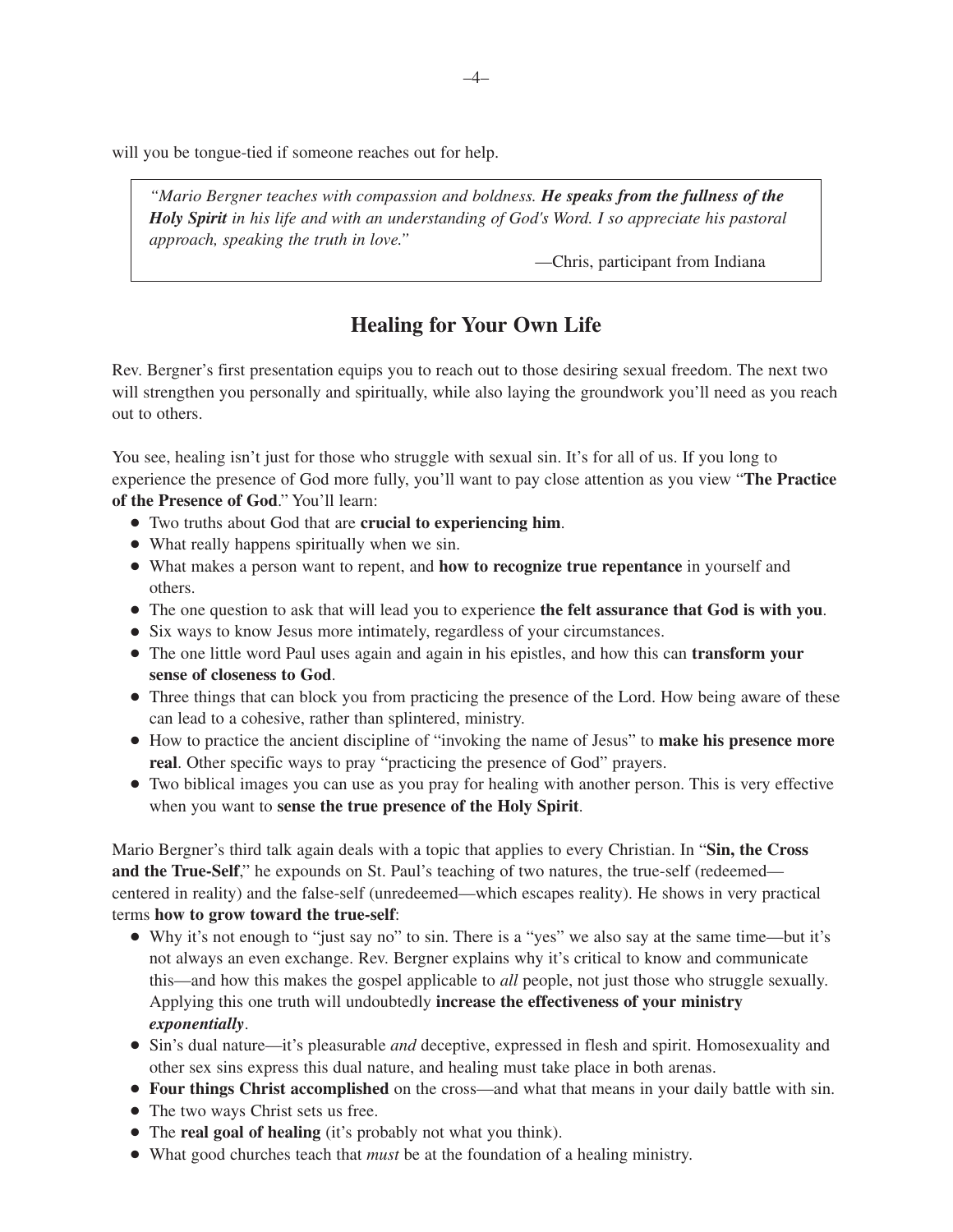will you be tongue-tied if someone reaches out for help.

> *"Mario Bergner teaches with compassion and boldness. **He speaks from the fullness of the Holy Spirit** in his life and with an understanding of God's Word. I so appreciate his pastoral approach, speaking the truth in love."*
>
> —Chris, participant from Indiana

## Healing for Your Own Life

Rev. Bergner's first presentation equips you to reach out to those desiring sexual freedom. The next two will strengthen you personally and spiritually, while also laying the groundwork you'll need as you reach out to others.

You see, healing isn't just for those who struggle with sexual sin. It's for all of us. If you long to experience the presence of God more fully, you'll want to pay close attention as you view "**The Practice of the Presence of God**." You'll learn:

- Two truths about God that are **crucial to experiencing him**.
- What really happens spiritually when we sin.
- What makes a person want to repent, and **how to recognize true repentance** in yourself and others.
- The one question to ask that will lead you to experience **the felt assurance that God is with you**.
- Six ways to know Jesus more intimately, regardless of your circumstances.
- The one little word Paul uses again and again in his epistles, and how this can **transform your sense of closeness to God**.
- Three things that can block you from practicing the presence of the Lord. How being aware of these can lead to a cohesive, rather than splintered, ministry.
- How to practice the ancient discipline of "invoking the name of Jesus" to **make his presence more real**. Other specific ways to pray "practicing the presence of God" prayers.
- Two biblical images you can use as you pray for healing with another person. This is very effective when you want to **sense the true presence of the Holy Spirit**.

Mario Bergner's third talk again deals with a topic that applies to every Christian. In "**Sin, the Cross and the True-Self**," he expounds on St. Paul's teaching of two natures, the true-self (redeemed—centered in reality) and the false-self (unredeemed—which escapes reality). He shows in very practical terms **how to grow toward the true-self**:

- Why it's not enough to "just say no" to sin. There is a "yes" we also say at the same time—but it's not always an even exchange. Rev. Bergner explains why it's critical to know and communicate this—and how this makes the gospel applicable to *all* people, not just those who struggle sexually. Applying this one truth will undoubtedly **increase the effectiveness of your ministry *exponentially***.
- Sin's dual nature—it's pleasurable *and* deceptive, expressed in flesh and spirit. Homosexuality and other sex sins express this dual nature, and healing must take place in both arenas.
- **Four things Christ accomplished** on the cross—and what that means in your daily battle with sin.
- The two ways Christ sets us free.
- The **real goal of healing** (it's probably not what you think).
- What good churches teach that *must* be at the foundation of a healing ministry.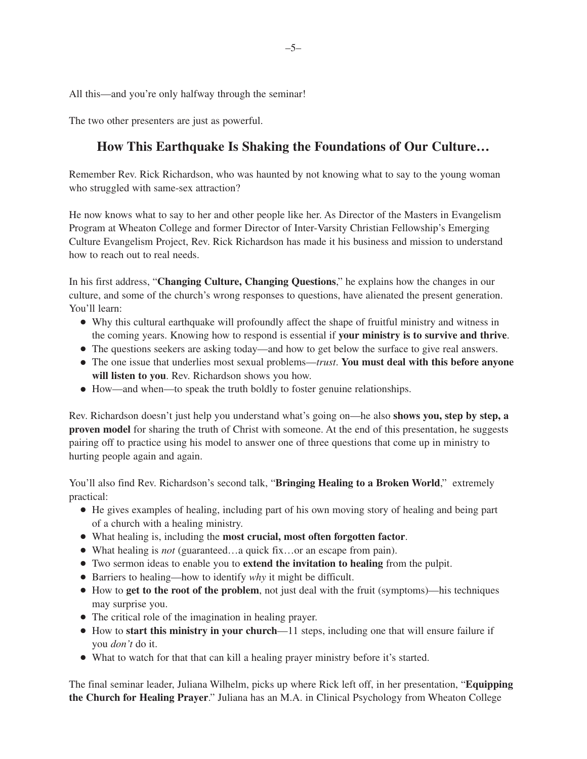All this—and you're only halfway through the seminar!

The two other presenters are just as powerful.

## How This Earthquake Is Shaking the Foundations of Our Culture…

Remember Rev. Rick Richardson, who was haunted by not knowing what to say to the young woman who struggled with same-sex attraction?

He now knows what to say to her and other people like her. As Director of the Masters in Evangelism Program at Wheaton College and former Director of Inter-Varsity Christian Fellowship's Emerging Culture Evangelism Project, Rev. Rick Richardson has made it his business and mission to understand how to reach out to real needs.

In his first address, "**Changing Culture, Changing Questions**," he explains how the changes in our culture, and some of the church's wrong responses to questions, have alienated the present generation. You'll learn:

- Why this cultural earthquake will profoundly affect the shape of fruitful ministry and witness in the coming years. Knowing how to respond is essential if **your ministry is to survive and thrive**.
- The questions seekers are asking today—and how to get below the surface to give real answers.
- The one issue that underlies most sexual problems—*trust*. **You must deal with this before anyone will listen to you**. Rev. Richardson shows you how.
- How—and when—to speak the truth boldly to foster genuine relationships.

Rev. Richardson doesn't just help you understand what's going on—he also **shows you, step by step, a proven model** for sharing the truth of Christ with someone. At the end of this presentation, he suggests pairing off to practice using his model to answer one of three questions that come up in ministry to hurting people again and again.

You'll also find Rev. Richardson's second talk, "**Bringing Healing to a Broken World**," extremely practical:

- He gives examples of healing, including part of his own moving story of healing and being part of a church with a healing ministry.
- What healing is, including the **most crucial, most often forgotten factor**.
- What healing is *not* (guaranteed…a quick fix…or an escape from pain).
- Two sermon ideas to enable you to **extend the invitation to healing** from the pulpit.
- Barriers to healing—how to identify *why* it might be difficult.
- How to **get to the root of the problem**, not just deal with the fruit (symptoms)—his techniques may surprise you.
- The critical role of the imagination in healing prayer.
- How to **start this ministry in your church**—11 steps, including one that will ensure failure if you *don't* do it.
- What to watch for that that can kill a healing prayer ministry before it's started.

The final seminar leader, Juliana Wilhelm, picks up where Rick left off, in her presentation, "**Equipping the Church for Healing Prayer**." Juliana has an M.A. in Clinical Psychology from Wheaton College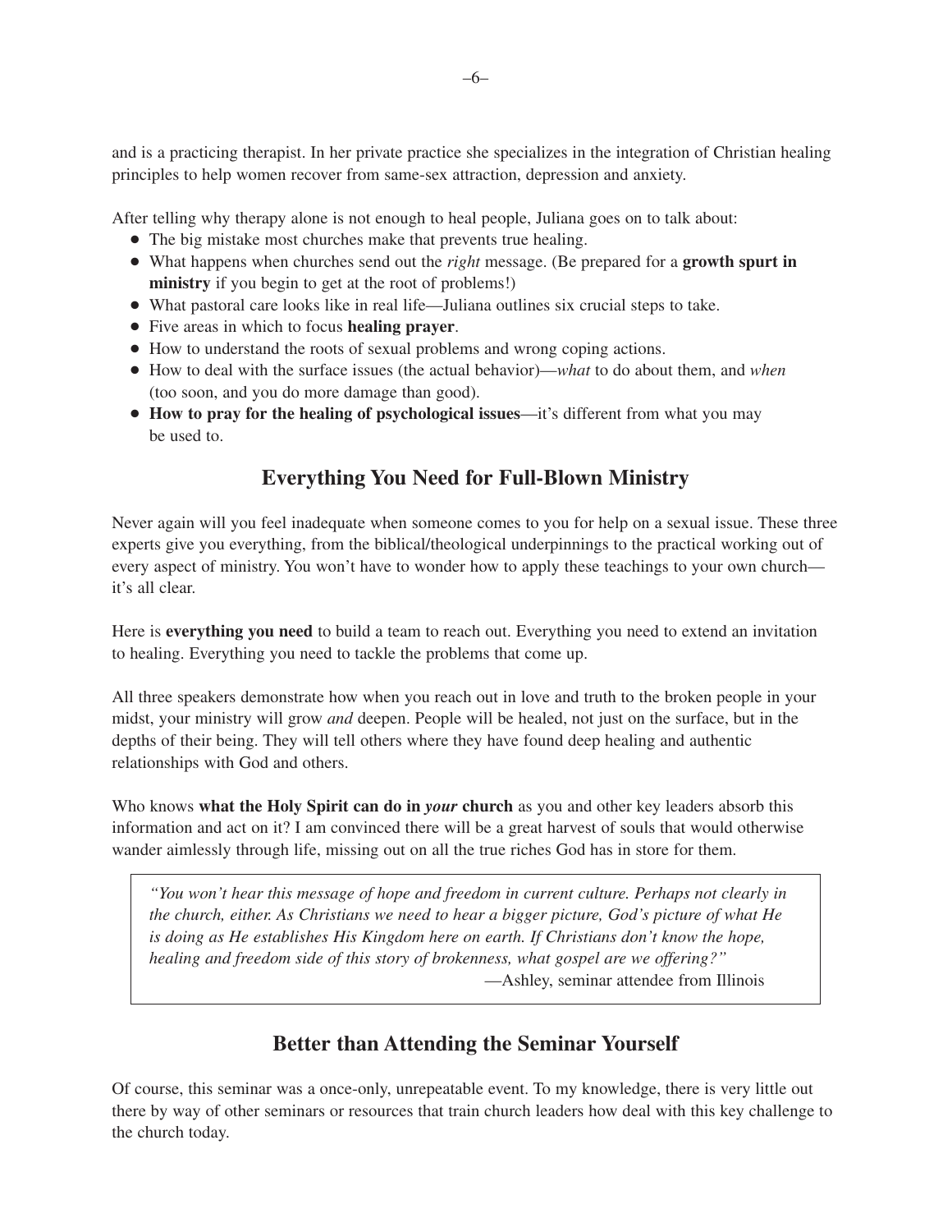and is a practicing therapist. In her private practice she specializes in the integration of Christian healing principles to help women recover from same-sex attraction, depression and anxiety.

After telling why therapy alone is not enough to heal people, Juliana goes on to talk about:

- The big mistake most churches make that prevents true healing.
- What happens when churches send out the *right* message. (Be prepared for a **growth spurt in ministry** if you begin to get at the root of problems!)
- What pastoral care looks like in real life—Juliana outlines six crucial steps to take.
- Five areas in which to focus **healing prayer**.
- How to understand the roots of sexual problems and wrong coping actions.
- How to deal with the surface issues (the actual behavior)—*what* to do about them, and *when* (too soon, and you do more damage than good).
- **How to pray for the healing of psychological issues**—it's different from what you may be used to.

## Everything You Need for Full-Blown Ministry

Never again will you feel inadequate when someone comes to you for help on a sexual issue. These three experts give you everything, from the biblical/theological underpinnings to the practical working out of every aspect of ministry. You won't have to wonder how to apply these teachings to your own church—it's all clear.

Here is **everything you need** to build a team to reach out. Everything you need to extend an invitation to healing. Everything you need to tackle the problems that come up.

All three speakers demonstrate how when you reach out in love and truth to the broken people in your midst, your ministry will grow *and* deepen. People will be healed, not just on the surface, but in the depths of their being. They will tell others where they have found deep healing and authentic relationships with God and others.

Who knows **what the Holy Spirit can do in *your* church** as you and other key leaders absorb this information and act on it? I am convinced there will be a great harvest of souls that would otherwise wander aimlessly through life, missing out on all the true riches God has in store for them.

> *"You won't hear this message of hope and freedom in current culture. Perhaps not clearly in the church, either. As Christians we need to hear a bigger picture, God's picture of what He is doing as He establishes His Kingdom here on earth. If Christians don't know the hope, healing and freedom side of this story of brokenness, what gospel are we offering?"*
>
> —Ashley, seminar attendee from Illinois

## Better than Attending the Seminar Yourself

Of course, this seminar was a once-only, unrepeatable event. To my knowledge, there is very little out there by way of other seminars or resources that train church leaders how deal with this key challenge to the church today.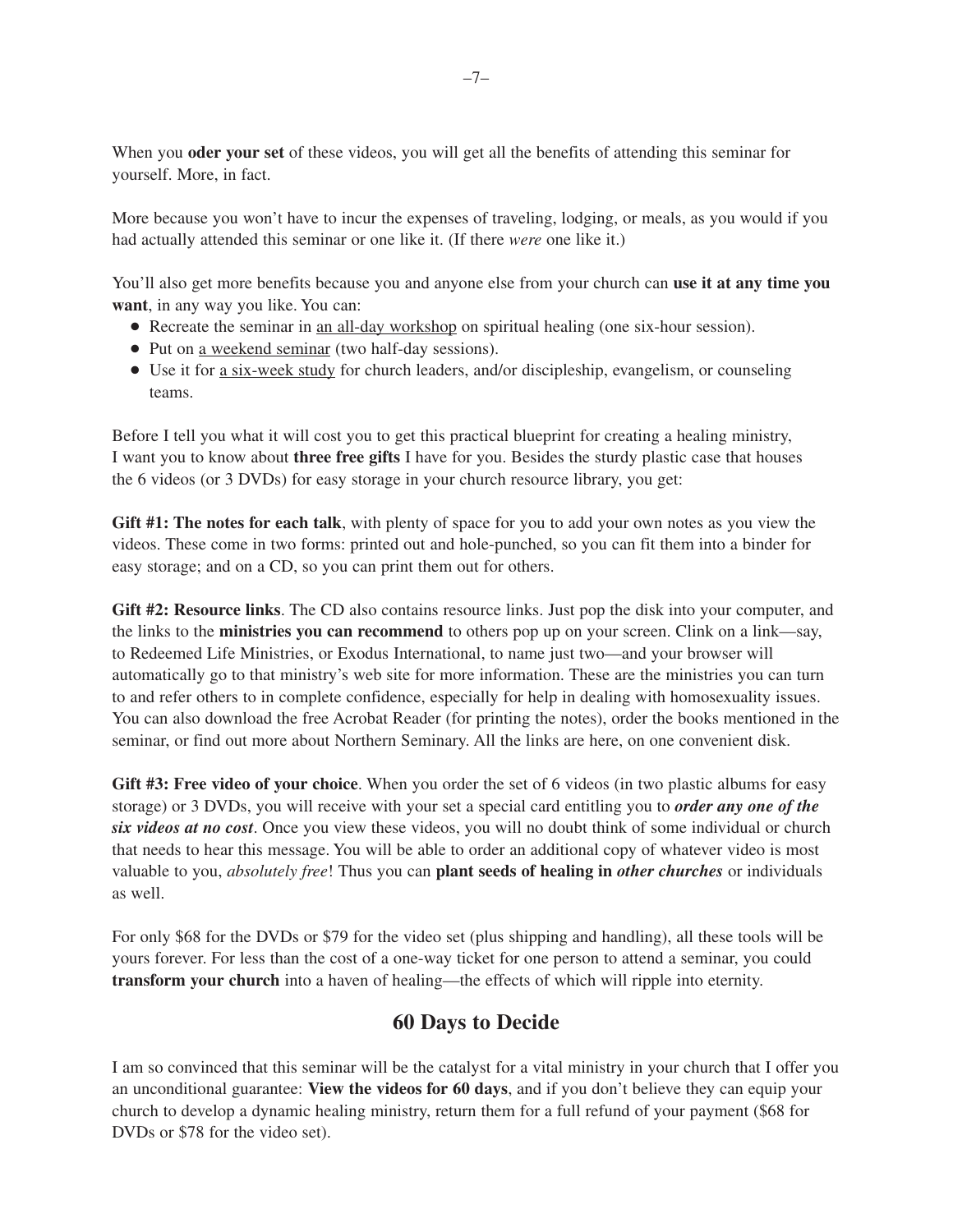When you **oder your set** of these videos, you will get all the benefits of attending this seminar for yourself. More, in fact.

More because you won't have to incur the expenses of traveling, lodging, or meals, as you would if you had actually attended this seminar or one like it. (If there *were* one like it.)

You'll also get more benefits because you and anyone else from your church can **use it at any time you want**, in any way you like. You can:

- Recreate the seminar in an all-day workshop on spiritual healing (one six-hour session).
- Put on a weekend seminar (two half-day sessions).
- Use it for a six-week study for church leaders, and/or discipleship, evangelism, or counseling teams.

Before I tell you what it will cost you to get this practical blueprint for creating a healing ministry, I want you to know about **three free gifts** I have for you. Besides the sturdy plastic case that houses the 6 videos (or 3 DVDs) for easy storage in your church resource library, you get:

**Gift #1: The notes for each talk**, with plenty of space for you to add your own notes as you view the videos. These come in two forms: printed out and hole-punched, so you can fit them into a binder for easy storage; and on a CD, so you can print them out for others.

**Gift #2: Resource links**. The CD also contains resource links. Just pop the disk into your computer, and the links to the **ministries you can recommend** to others pop up on your screen. Clink on a link—say, to Redeemed Life Ministries, or Exodus International, to name just two—and your browser will automatically go to that ministry's web site for more information. These are the ministries you can turn to and refer others to in complete confidence, especially for help in dealing with homosexuality issues. You can also download the free Acrobat Reader (for printing the notes), order the books mentioned in the seminar, or find out more about Northern Seminary. All the links are here, on one convenient disk.

**Gift #3: Free video of your choice**. When you order the set of 6 videos (in two plastic albums for easy storage) or 3 DVDs, you will receive with your set a special card entitling you to ***order any one of the six videos at no cost***. Once you view these videos, you will no doubt think of some individual or church that needs to hear this message. You will be able to order an additional copy of whatever video is most valuable to you, *absolutely free*! Thus you can **plant seeds of healing in *other churches*** or individuals as well.

For only $68 for the DVDs or $79 for the video set (plus shipping and handling), all these tools will be yours forever. For less than the cost of a one-way ticket for one person to attend a seminar, you could **transform your church** into a haven of healing—the effects of which will ripple into eternity.

## 60 Days to Decide

I am so convinced that this seminar will be the catalyst for a vital ministry in your church that I offer you an unconditional guarantee: **View the videos for 60 days**, and if you don't believe they can equip your church to develop a dynamic healing ministry, return them for a full refund of your payment ($68 for DVDs or $78 for the video set).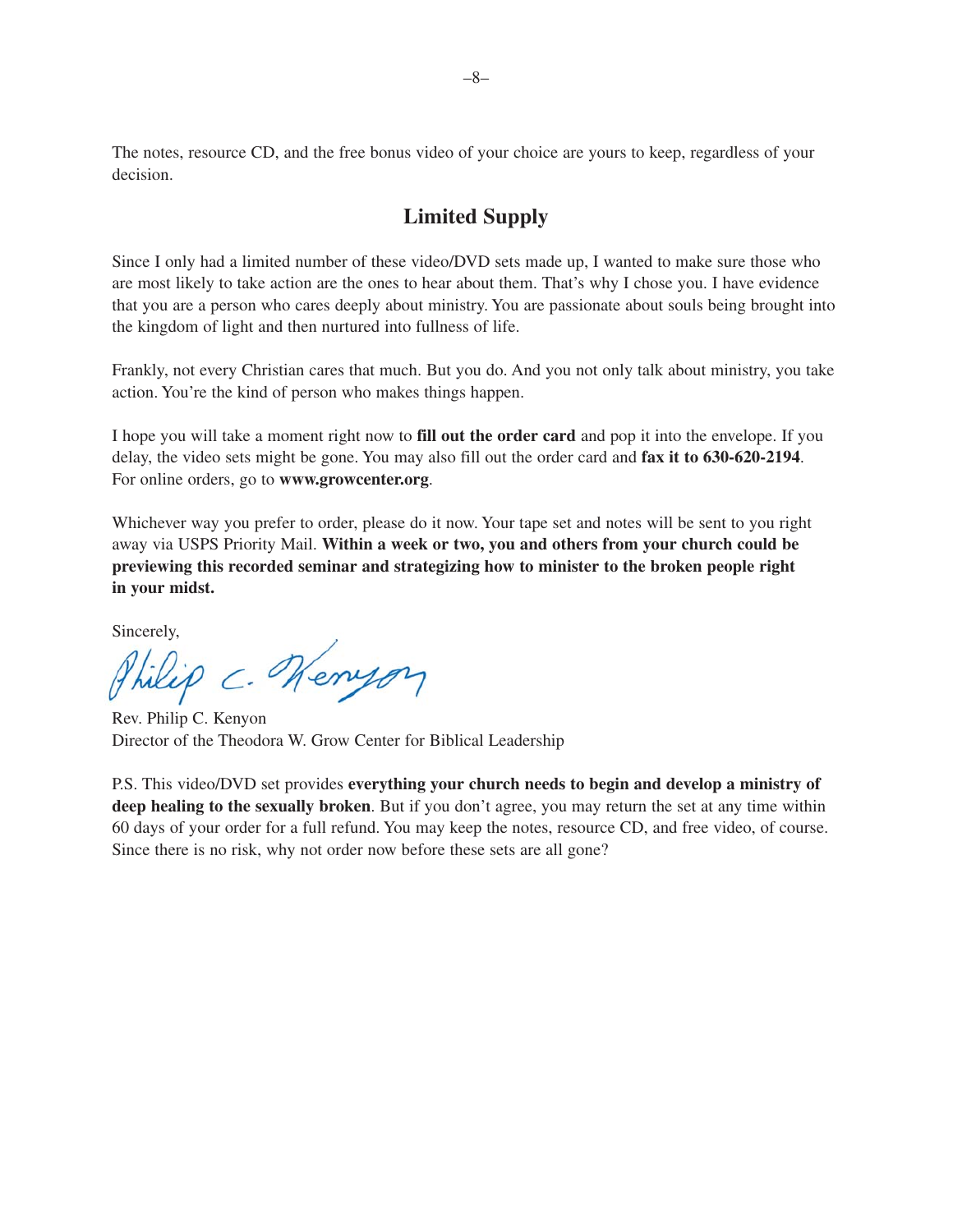The notes, resource CD, and the free bonus video of your choice are yours to keep, regardless of your decision.

## Limited Supply

Since I only had a limited number of these video/DVD sets made up, I wanted to make sure those who are most likely to take action are the ones to hear about them. That's why I chose you. I have evidence that you are a person who cares deeply about ministry. You are passionate about souls being brought into the kingdom of light and then nurtured into fullness of life.

Frankly, not every Christian cares that much. But you do. And you not only talk about ministry, you take action. You're the kind of person who makes things happen.

I hope you will take a moment right now to **fill out the order card** and pop it into the envelope. If you delay, the video sets might be gone. You may also fill out the order card and **fax it to 630-620-2194**. For online orders, go to **www.growcenter.org**.

Whichever way you prefer to order, please do it now. Your tape set and notes will be sent to you right away via USPS Priority Mail. **Within a week or two, you and others from your church could be previewing this recorded seminar and strategizing how to minister to the broken people right in your midst.**

Sincerely,

Philip C. Kenyon

Rev. Philip C. Kenyon
Director of the Theodora W. Grow Center for Biblical Leadership

P.S. This video/DVD set provides **everything your church needs to begin and develop a ministry of deep healing to the sexually broken**. But if you don't agree, you may return the set at any time within 60 days of your order for a full refund. You may keep the notes, resource CD, and free video, of course. Since there is no risk, why not order now before these sets are all gone?